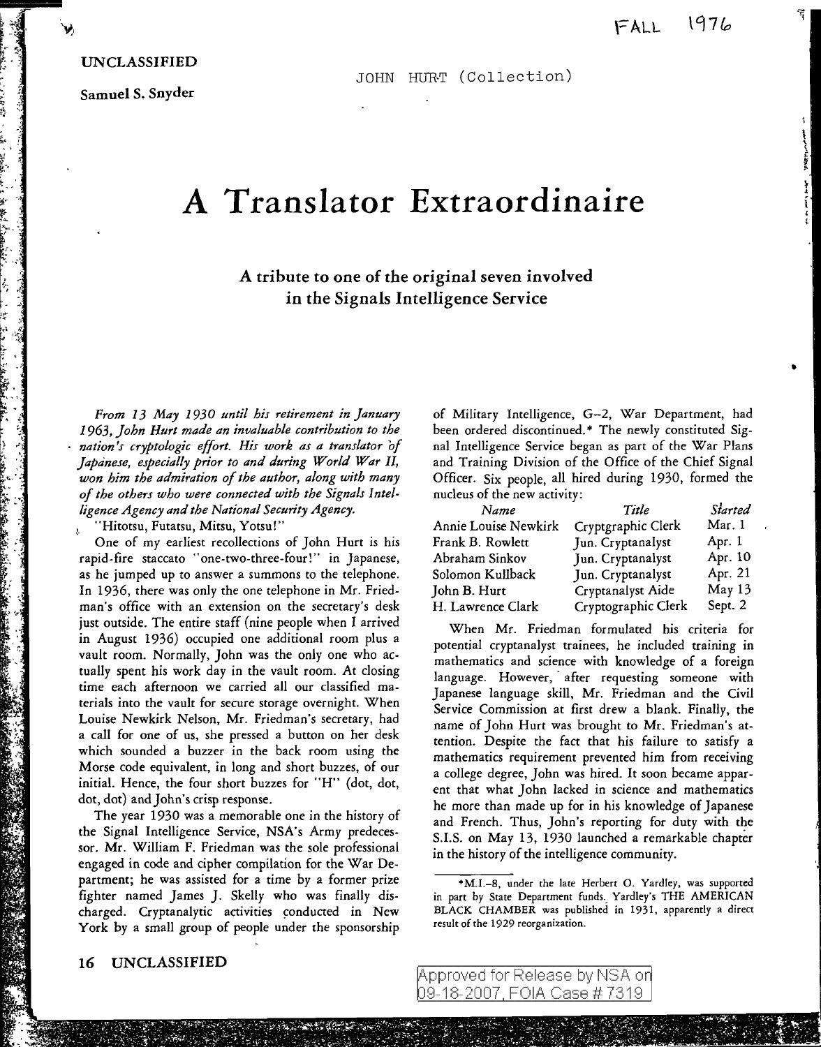FALL 1976

UNCLASSIFIED

Samuel S. Snyder

JOHN HURT (Collection)

# A Translator Extraordinaire

## A tribute to one of the original seven involved in the Signals Intelligence Service

*From 13 May 1930 until his retirement in January 1963, John Hurt made an invaluable contribution to the nation's cryptologic effort. His work as a translator of Japanese, especially prior to and during World War II, won him the admiration of the author, along with many of the others who were connected with the Signals Intelligence Agency and the National Security Agency.*

"Hitotsu, Futatsu, Mitsu, Yotsu!"

One of my earliest recollections of John Hurt is his rapid-fire staccato "one-two-three-four!" in Japanese, as he jumped up to answer a summons to the telephone. In 1936, there was only the one telephone in Mr. Friedman's office with an extension on the secretary's desk just outside. The entire staff (nine people when I arrived in August 1936) occupied one additional room plus a vault room. Normally, John was the only one who actually spent his work day in the vault room. At closing time each afternoon we carried all our classified materials into the vault for secure storage overnight. When Louise Newkirk Nelson, Mr. Friedman's secretary, had a call for one of us, she pressed a button on her desk which sounded a buzzer in the back room using the Morse code equivalent, in long and short buzzes, of our initial. Hence, the four short buzzes for "H" (dot, dot, dot, dot) and John's crisp response.

The year 1930 was a memorable one in the history of the Signal Intelligence Service, NSA's Army predecessor. Mr. William F. Friedman was the sole professional engaged in code and cipher compilation for the War Department; he was assisted for a time by a former prize fighter named James J. Skelly who was finally discharged. Cryptanalytic activities conducted in New York by a small group of people under the sponsorship of Military Intelligence, G–2, War Department, had been ordered discontinued.* The newly constituted Signal Intelligence Service began as part of the War Plans and Training Division of the Office of the Chief Signal Officer. Six people, all hired during 1930, formed the nucleus of the new activity:

| *Name* | *Title* | *Started* |
|---|---|---|
| Annie Louise Newkirk | Cryptgraphic Clerk | Mar. 1 |
| Frank B. Rowlett | Jun. Cryptanalyst | Apr. 1 |
| Abraham Sinkov | Jun. Cryptanalyst | Apr. 10 |
| Solomon Kullback | Jun. Cryptanalyst | Apr. 21 |
| John B. Hurt | Cryptanalyst Aide | May 13 |
| H. Lawrence Clark | Cryptographic Clerk | Sept. 2 |

When Mr. Friedman formulated his criteria for potential cryptanalyst trainees, he included training in mathematics and science with knowledge of a foreign language. However, after requesting someone with Japanese language skill, Mr. Friedman and the Civil Service Commission at first drew a blank. Finally, the name of John Hurt was brought to Mr. Friedman's attention. Despite the fact that his failure to satisfy a mathematics requirement prevented him from receiving a college degree, John was hired. It soon became apparent that what John lacked in science and mathematics he more than made up for in his knowledge of Japanese and French. Thus, John's reporting for duty with the S.I.S. on May 13, 1930 launched a remarkable chapter in the history of the intelligence community.

---

*M.I.–8, under the late Herbert O. Yardley, was supported in part by State Department funds. Yardley's THE AMERICAN BLACK CHAMBER was published in 1931, apparently a direct result of the 1929 reorganization.

UNCLASSIFIED

Approved for Release by NSA on 09-18-2007, FOIA Case # 7319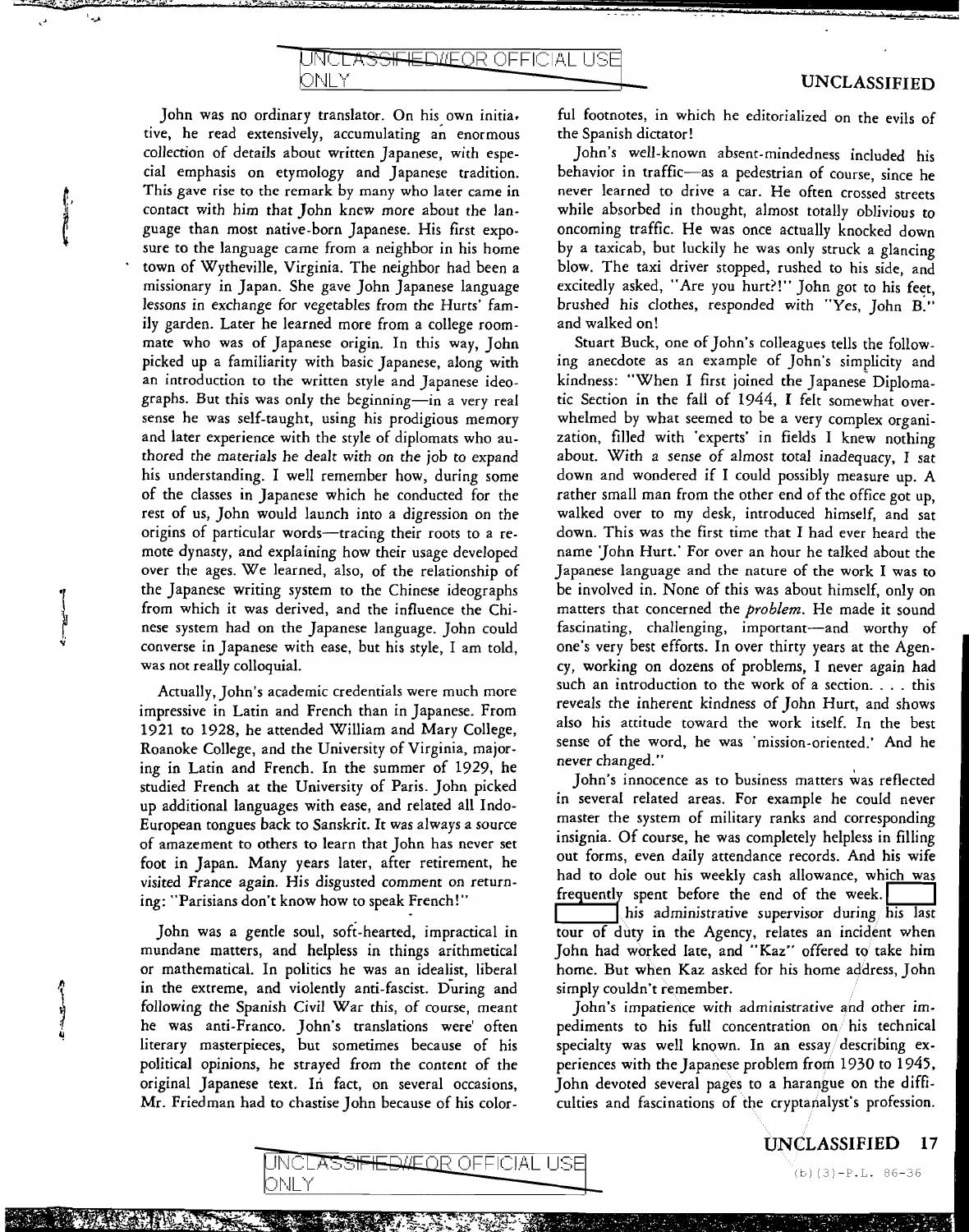John was no ordinary translator. On his own initiative, he read extensively, accumulating an enormous collection of details about written Japanese, with especial emphasis on etymology and Japanese tradition. This gave rise to the remark by many who later came in contact with him that John knew more about the language than most native-born Japanese. His first exposure to the language came from a neighbor in his home town of Wytheville, Virginia. The neighbor had been a missionary in Japan. She gave John Japanese language lessons in exchange for vegetables from the Hurts' family garden. Later he learned more from a college roommate who was of Japanese origin. In this way, John picked up a familiarity with basic Japanese, along with an introduction to the written style and Japanese ideographs. But this was only the beginning—in a very real sense he was self-taught, using his prodigious memory and later experience with the style of diplomats who authored the materials he dealt with on the job to expand his understanding. I well remember how, during some of the classes in Japanese which he conducted for the rest of us, John would launch into a digression on the origins of particular words—tracing their roots to a remote dynasty, and explaining how their usage developed over the ages. We learned, also, of the relationship of the Japanese writing system to the Chinese ideographs from which it was derived, and the influence the Chinese system had on the Japanese language. John could converse in Japanese with ease, but his style, I am told, was not really colloquial.

Actually, John's academic credentials were much more impressive in Latin and French than in Japanese. From 1921 to 1928, he attended William and Mary College, Roanoke College, and the University of Virginia, majoring in Latin and French. In the summer of 1929, he studied French at the University of Paris. John picked up additional languages with ease, and related all Indo-European tongues back to Sanskrit. It was always a source of amazement to others to learn that John has never set foot in Japan. Many years later, after retirement, he visited France again. His disgusted comment on returning: "Parisians don't know how to speak French!"

John was a gentle soul, soft-hearted, impractical in mundane matters, and helpless in things arithmetical or mathematical. In politics he was an idealist, liberal in the extreme, and violently anti-fascist. During and following the Spanish Civil War this, of course, meant he was anti-Franco. John's translations were often literary masterpieces, but sometimes because of his political opinions, he strayed from the content of the original Japanese text. In fact, on several occasions, Mr. Friedman had to chastise John because of his colorful footnotes, in which he editorialized on the evils of the Spanish dictator!

John's well-known absent-mindedness included his behavior in traffic—as a pedestrian of course, since he never learned to drive a car. He often crossed streets while absorbed in thought, almost totally oblivious to oncoming traffic. He was once actually knocked down by a taxicab, but luckily he was only struck a glancing blow. The taxi driver stopped, rushed to his side, and excitedly asked, "Are you hurt?!" John got to his feet, brushed his clothes, responded with "Yes, John B." and walked on!

Stuart Buck, one of John's colleagues tells the following anecdote as an example of John's simplicity and kindness: "When I first joined the Japanese Diplomatic Section in the fall of 1944, I felt somewhat overwhelmed by what seemed to be a very complex organization, filled with 'experts' in fields I knew nothing about. With a sense of almost total inadequacy, I sat down and wondered if I could possibly measure up. A rather small man from the other end of the office got up, walked over to my desk, introduced himself, and sat down. This was the first time that I had ever heard the name 'John Hurt.' For over an hour he talked about the Japanese language and the nature of the work I was to be involved in. None of this was about himself, only on matters that concerned the *problem*. He made it sound fascinating, challenging, important—and worthy of one's very best efforts. In over thirty years at the Agency, working on dozens of problems, I never again had such an introduction to the work of a section. . . . this reveals the inherent kindness of John Hurt, and shows also his attitude toward the work itself. In the best sense of the word, he was 'mission-oriented.' And he never changed."

John's innocence as to business matters was reflected in several related areas. For example he could never master the system of military ranks and corresponding insignia. Of course, he was completely helpless in filling out forms, even daily attendance records. And his wife had to dole out his weekly cash allowance, which was frequently spent before the end of the week. [redacted] his administrative supervisor during his last tour of duty in the Agency, relates an incident when John had worked late, and "Kaz" offered to take him home. But when Kaz asked for his home address, John simply couldn't remember.

John's impatience with administrative and other impediments to his full concentration on his technical specialty was well known. In an essay describing experiences with the Japanese problem from 1930 to 1945, John devoted several pages to a harangue on the difficulties and fascinations of the cryptanalyst's profession.

(b)(3)-P.L. 86-36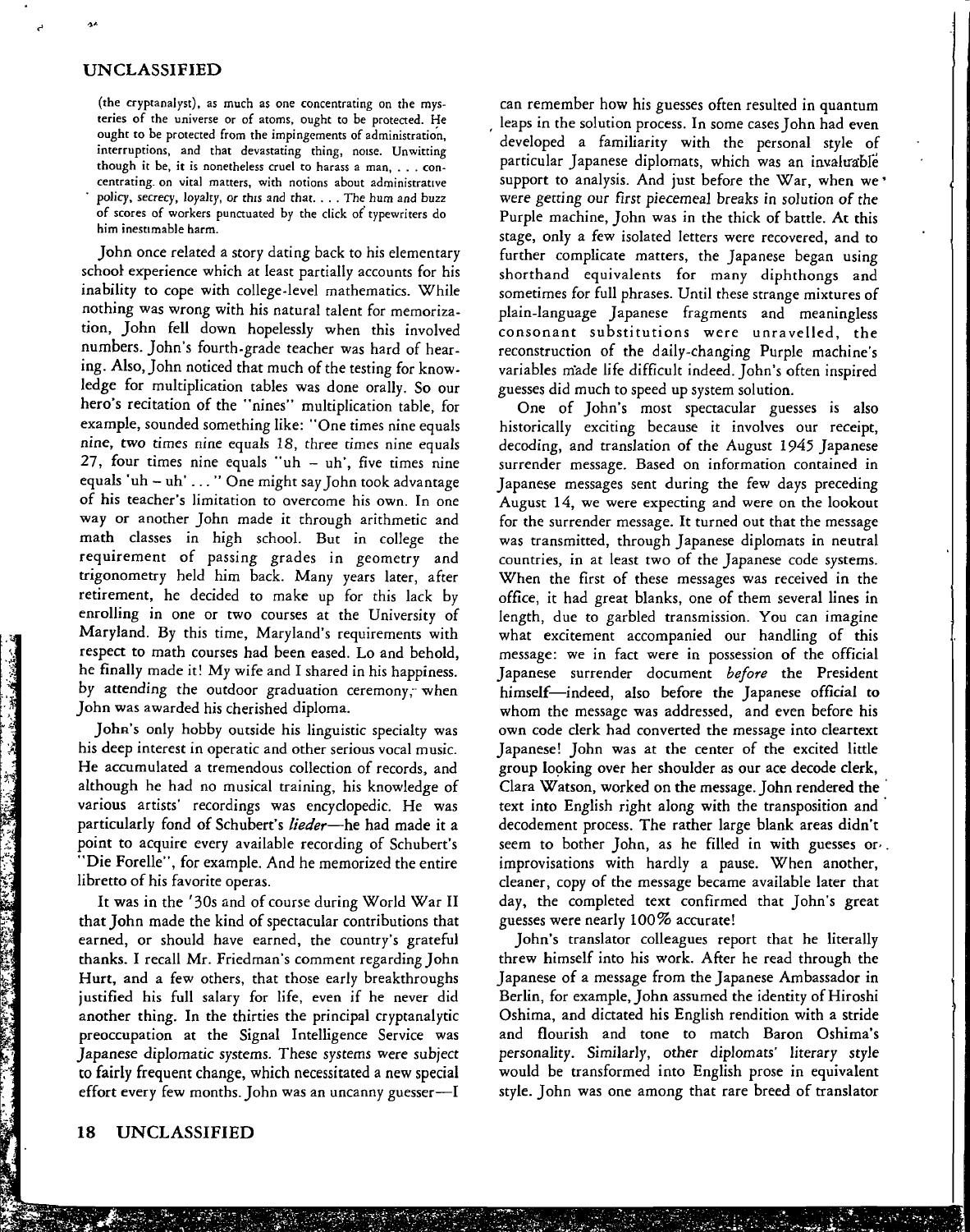(the cryptanalyst), as much as one concentrating on the mysteries of the universe or of atoms, ought to be protected. He ought to be protected from the impingements of administration, interruptions, and that devastating thing, noise. Unwitting though it be, it is nonetheless cruel to harass a man, . . . concentrating on vital matters, with notions about administrative policy, secrecy, loyalty, or this and that. . . . The hum and buzz of scores of workers punctuated by the click of typewriters do him inestimable harm.

John once related a story dating back to his elementary school experience which at least partially accounts for his inability to cope with college-level mathematics. While nothing was wrong with his natural talent for memorization, John fell down hopelessly when this involved numbers. John's fourth-grade teacher was hard of hearing. Also, John noticed that much of the testing for knowledge for multiplication tables was done orally. So our hero's recitation of the "nines" multiplication table, for example, sounded something like: "One times nine equals nine, two times nine equals 18, three times nine equals 27, four times nine equals "uh – uh', five times nine equals 'uh – uh' . . . " One might say John took advantage of his teacher's limitation to overcome his own. In one way or another John made it through arithmetic and math classes in high school. But in college the requirement of passing grades in geometry and trigonometry held him back. Many years later, after retirement, he decided to make up for this lack by enrolling in one or two courses at the University of Maryland. By this time, Maryland's requirements with respect to math courses had been eased. Lo and behold, he finally made it! My wife and I shared in his happiness. by attending the outdoor graduation ceremony, when John was awarded his cherished diploma.

John's only hobby outside his linguistic specialty was his deep interest in operatic and other serious vocal music. He accumulated a tremendous collection of records, and although he had no musical training, his knowledge of various artists' recordings was encyclopedic. He was particularly fond of Schubert's *lieder*—he had made it a point to acquire every available recording of Schubert's "Die Forelle", for example. And he memorized the entire libretto of his favorite operas.

It was in the '30s and of course during World War II that John made the kind of spectacular contributions that earned, or should have earned, the country's grateful thanks. I recall Mr. Friedman's comment regarding John Hurt, and a few others, that those early breakthroughs justified his full salary for life, even if he never did another thing. In the thirties the principal cryptanalytic preoccupation at the Signal Intelligence Service was Japanese diplomatic systems. These systems were subject to fairly frequent change, which necessitated a new special effort every few months. John was an uncanny guesser—I can remember how his guesses often resulted in quantum leaps in the solution process. In some cases John had even developed a familiarity with the personal style of particular Japanese diplomats, which was an invaluable support to analysis. And just before the War, when we were getting our first piecemeal breaks in solution of the Purple machine, John was in the thick of battle. At this stage, only a few isolated letters were recovered, and to further complicate matters, the Japanese began using shorthand equivalents for many diphthongs and sometimes for full phrases. Until these strange mixtures of plain-language Japanese fragments and meaningless consonant substitutions were unravelled, the reconstruction of the daily-changing Purple machine's variables made life difficult indeed. John's often inspired guesses did much to speed up system solution.

One of John's most spectacular guesses is also historically exciting because it involves our receipt, decoding, and translation of the August 1945 Japanese surrender message. Based on information contained in Japanese messages sent during the few days preceding August 14, we were expecting and were on the lookout for the surrender message. It turned out that the message was transmitted, through Japanese diplomats in neutral countries, in at least two of the Japanese code systems. When the first of these messages was received in the office, it had great blanks, one of them several lines in length, due to garbled transmission. You can imagine what excitement accompanied our handling of this message: we in fact were in possession of the official Japanese surrender document *before* the President himself—indeed, also before the Japanese official to whom the message was addressed, and even before his own code clerk had converted the message into cleartext Japanese! John was at the center of the excited little group looking over her shoulder as our ace decode clerk, Clara Watson, worked on the message. John rendered the text into English right along with the transposition and decodement process. The rather large blank areas didn't seem to bother John, as he filled in with guesses or improvisations with hardly a pause. When another, cleaner, copy of the message became available later that day, the completed text confirmed that John's great guesses were nearly 100% accurate!

John's translator colleagues report that he literally threw himself into his work. After he read through the Japanese of a message from the Japanese Ambassador in Berlin, for example, John assumed the identity of Hiroshi Oshima, and dictated his English rendition with a stride and flourish and tone to match Baron Oshima's personality. Similarly, other diplomats' literary style would be transformed into English prose in equivalent style. John was one among that rare breed of translator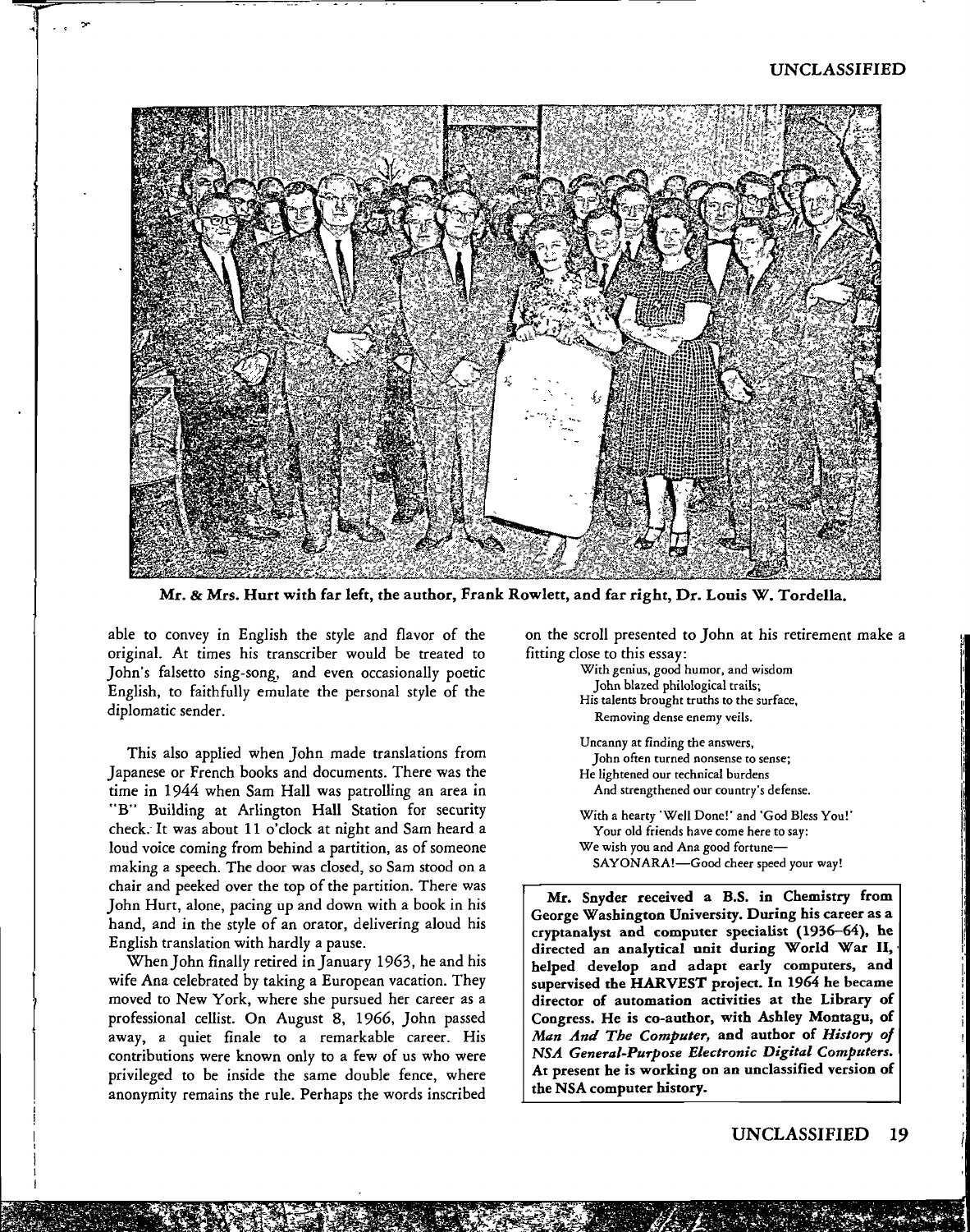Mr. & Mrs. Hurt with far left, the author, Frank Rowlett, and far right, Dr. Louis W. Tordella.

able to convey in English the style and flavor of the original. At times his transcriber would be treated to John's falsetto sing-song, and even occasionally poetic English, to faithfully emulate the personal style of the diplomatic sender.

This also applied when John made translations from Japanese or French books and documents. There was the time in 1944 when Sam Hall was patrolling an area in "B" Building at Arlington Hall Station for security check. It was about 11 o'clock at night and Sam heard a loud voice coming from behind a partition, as of someone making a speech. The door was closed, so Sam stood on a chair and peeked over the top of the partition. There was John Hurt, alone, pacing up and down with a book in his hand, and in the style of an orator, delivering aloud his English translation with hardly a pause.

When John finally retired in January 1963, he and his wife Ana celebrated by taking a European vacation. They moved to New York, where she pursued her career as a professional cellist. On August 8, 1966, John passed away, a quiet finale to a remarkable career. His contributions were known only to a few of us who were privileged to be inside the same double fence, where anonymity remains the rule. Perhaps the words inscribed on the scroll presented to John at his retirement make a fitting close to this essay:

> With genius, good humor, and wisdom
> John blazed philological trails;
> His talents brought truths to the surface,
> Removing dense enemy veils.
>
> Uncanny at finding the answers,
> John often turned nonsense to sense;
> He lightened our technical burdens
> And strengthened our country's defense.
>
> With a hearty 'Well Done!' and 'God Bless You!'
> Your old friends have come here to say:
> We wish you and Ana good fortune—
> SAYONARA!—Good cheer speed your way!

**Mr. Snyder received a B.S. in Chemistry from George Washington University. During his career as a cryptanalyst and computer specialist (1936–64), he directed an analytical unit during World War II, helped develop and adapt early computers, and supervised the HARVEST project. In 1964 he became director of automation activities at the Library of Congress. He is co-author, with Ashley Montagu, of *Man And The Computer*, and author of *History of NSA General-Purpose Electronic Digital Computers*. At present he is working on an unclassified version of the NSA computer history.**